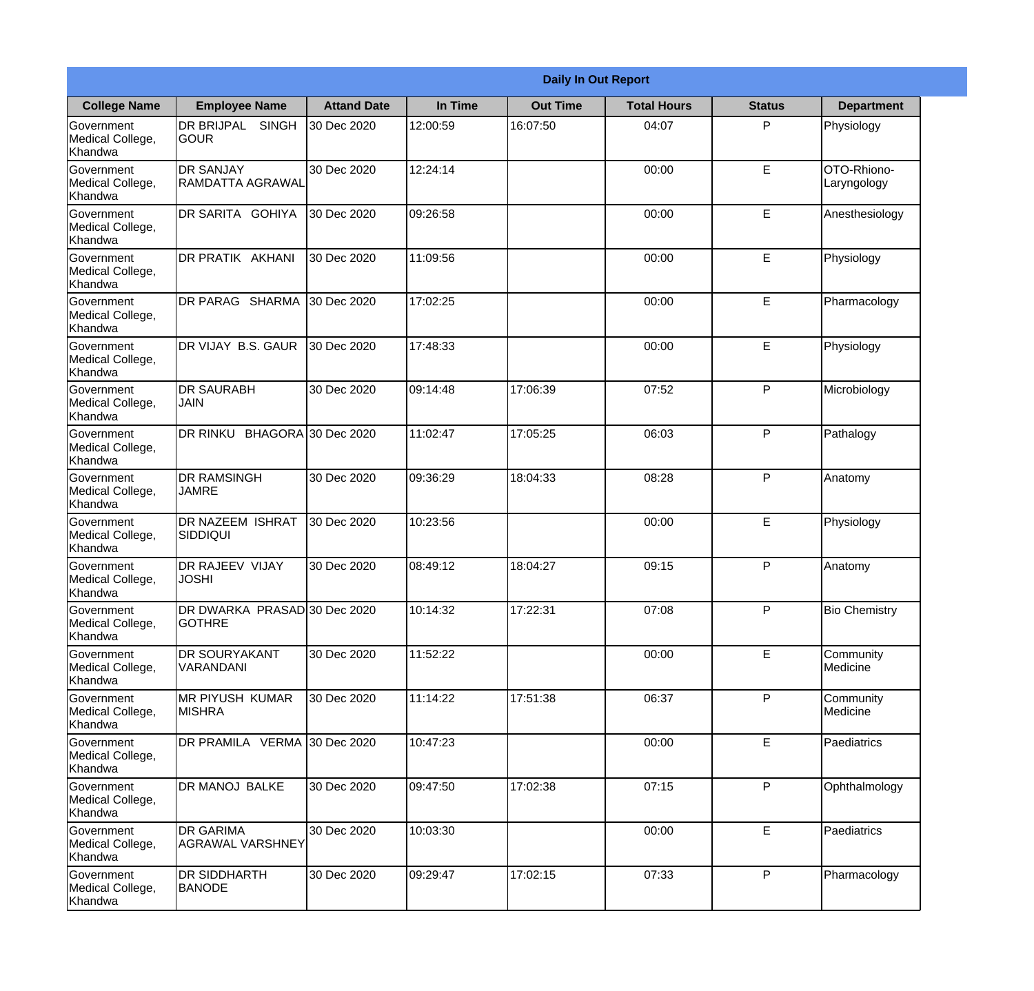| Daily In Out Report | | | | | | | |
|---|---|---|---|---|---|---|---|
| **College Name** | **Employee Name** | **Attand Date** | **In Time** | **Out Time** | **Total Hours** | **Status** | **Department** |
| Government Medical College, Khandwa | DR BRIJPAL SINGH GOUR | 30 Dec 2020 | 12:00:59 | 16:07:50 | 04:07 | P | Physiology |
| Government Medical College, Khandwa | DR SANJAY RAMDATTA AGRAWAL | 30 Dec 2020 | 12:24:14 | | 00:00 | E | OTO-Rhiono-Laryngology |
| Government Medical College, Khandwa | DR SARITA GOHIYA | 30 Dec 2020 | 09:26:58 | | 00:00 | E | Anesthesiology |
| Government Medical College, Khandwa | DR PRATIK AKHANI | 30 Dec 2020 | 11:09:56 | | 00:00 | E | Physiology |
| Government Medical College, Khandwa | DR PARAG SHARMA | 30 Dec 2020 | 17:02:25 | | 00:00 | E | Pharmacology |
| Government Medical College, Khandwa | DR VIJAY B.S. GAUR | 30 Dec 2020 | 17:48:33 | | 00:00 | E | Physiology |
| Government Medical College, Khandwa | DR SAURABH JAIN | 30 Dec 2020 | 09:14:48 | 17:06:39 | 07:52 | P | Microbiology |
| Government Medical College, Khandwa | DR RINKU BHAGORA | 30 Dec 2020 | 11:02:47 | 17:05:25 | 06:03 | P | Pathalogy |
| Government Medical College, Khandwa | DR RAMSINGH JAMRE | 30 Dec 2020 | 09:36:29 | 18:04:33 | 08:28 | P | Anatomy |
| Government Medical College, Khandwa | DR NAZEEM ISHRAT SIDDIQUI | 30 Dec 2020 | 10:23:56 | | 00:00 | E | Physiology |
| Government Medical College, Khandwa | DR RAJEEV VIJAY JOSHI | 30 Dec 2020 | 08:49:12 | 18:04:27 | 09:15 | P | Anatomy |
| Government Medical College, Khandwa | DR DWARKA PRASAD GOTHRE | 30 Dec 2020 | 10:14:32 | 17:22:31 | 07:08 | P | Bio Chemistry |
| Government Medical College, Khandwa | DR SOURYAKANT VARANDANI | 30 Dec 2020 | 11:52:22 | | 00:00 | E | Community Medicine |
| Government Medical College, Khandwa | MR PIYUSH KUMAR MISHRA | 30 Dec 2020 | 11:14:22 | 17:51:38 | 06:37 | P | Community Medicine |
| Government Medical College, Khandwa | DR PRAMILA VERMA | 30 Dec 2020 | 10:47:23 | | 00:00 | E | Paediatrics |
| Government Medical College, Khandwa | DR MANOJ BALKE | 30 Dec 2020 | 09:47:50 | 17:02:38 | 07:15 | P | Ophthalmology |
| Government Medical College, Khandwa | DR GARIMA AGRAWAL VARSHNEY | 30 Dec 2020 | 10:03:30 | | 00:00 | E | Paediatrics |
| Government Medical College, Khandwa | DR SIDDHARTH BANODE | 30 Dec 2020 | 09:29:47 | 17:02:15 | 07:33 | P | Pharmacology |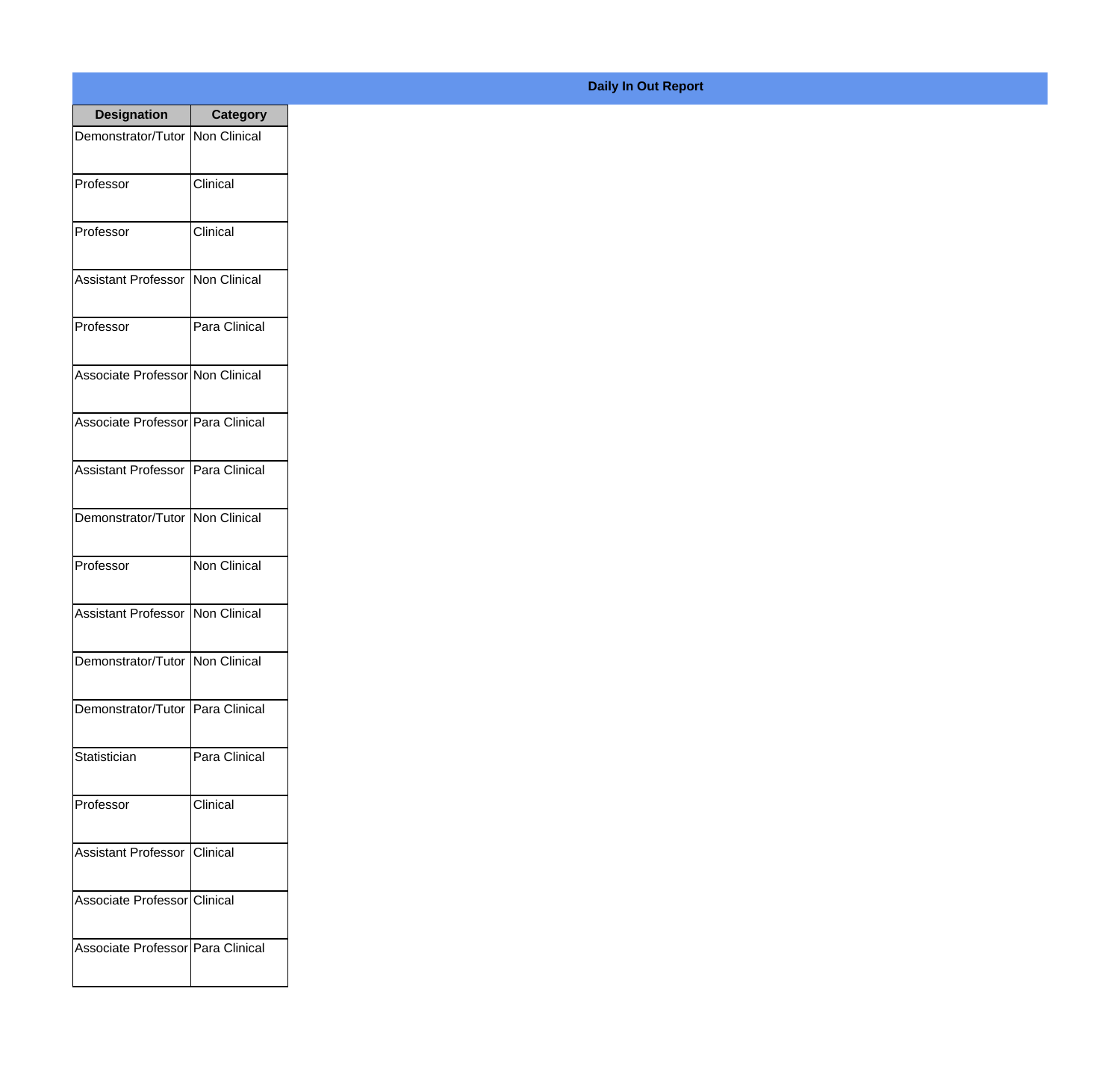**Daily In Out Report**

| Designation | Category |
|---|---|
| Demonstrator/Tutor | Non Clinical |
| Professor | Clinical |
| Professor | Clinical |
| Assistant Professor | Non Clinical |
| Professor | Para Clinical |
| Associate Professor | Non Clinical |
| Associate Professor | Para Clinical |
| Assistant Professor | Para Clinical |
| Demonstrator/Tutor | Non Clinical |
| Professor | Non Clinical |
| Assistant Professor | Non Clinical |
| Demonstrator/Tutor | Non Clinical |
| Demonstrator/Tutor | Para Clinical |
| Statistician | Para Clinical |
| Professor | Clinical |
| Assistant Professor | Clinical |
| Associate Professor | Clinical |
| Associate Professor | Para Clinical |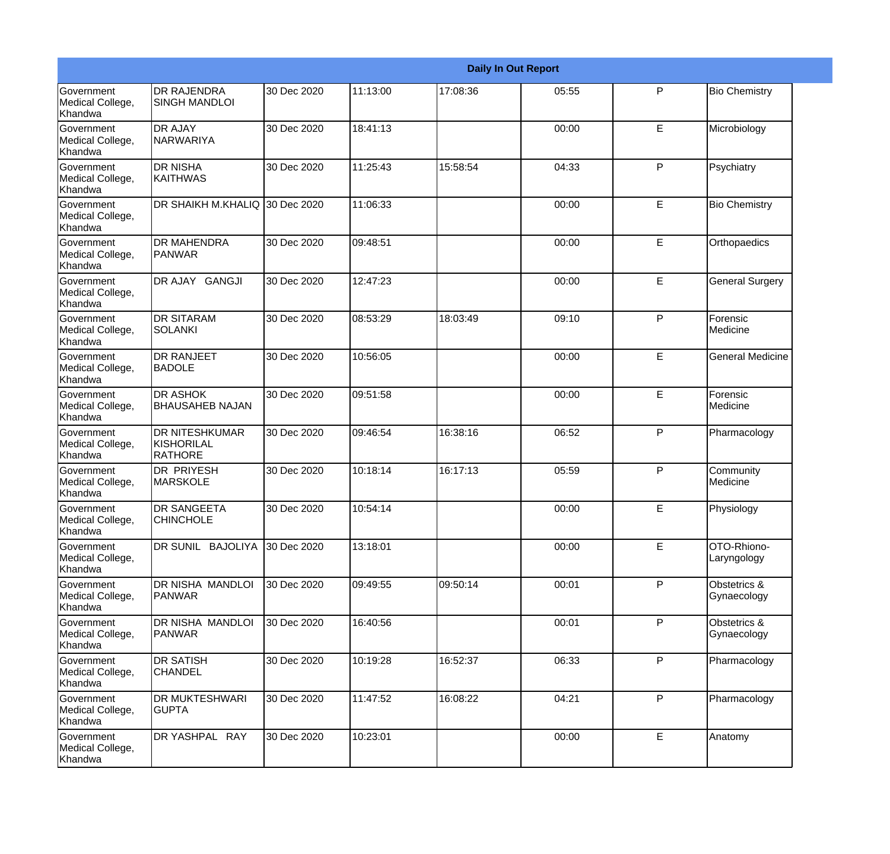| Daily In Out Report | | | | | | | |
|---|---|---|---|---|---|---|---|
| Government Medical College, Khandwa | DR RAJENDRA SINGH MANDLOI | 30 Dec 2020 | 11:13:00 | 17:08:36 | 05:55 | P | Bio Chemistry |
| Government Medical College, Khandwa | DR AJAY NARWARIYA | 30 Dec 2020 | 18:41:13 | | 00:00 | E | Microbiology |
| Government Medical College, Khandwa | DR NISHA KAITHWAS | 30 Dec 2020 | 11:25:43 | 15:58:54 | 04:33 | P | Psychiatry |
| Government Medical College, Khandwa | DR SHAIKH M.KHALIQ | 30 Dec 2020 | 11:06:33 | | 00:00 | E | Bio Chemistry |
| Government Medical College, Khandwa | DR MAHENDRA PANWAR | 30 Dec 2020 | 09:48:51 | | 00:00 | E | Orthopaedics |
| Government Medical College, Khandwa | DR AJAY GANGJI | 30 Dec 2020 | 12:47:23 | | 00:00 | E | General Surgery |
| Government Medical College, Khandwa | DR SITARAM SOLANKI | 30 Dec 2020 | 08:53:29 | 18:03:49 | 09:10 | P | Forensic Medicine |
| Government Medical College, Khandwa | DR RANJEET BADOLE | 30 Dec 2020 | 10:56:05 | | 00:00 | E | General Medicine |
| Government Medical College, Khandwa | DR ASHOK BHAUSAHEB NAJAN | 30 Dec 2020 | 09:51:58 | | 00:00 | E | Forensic Medicine |
| Government Medical College, Khandwa | DR NITESHKUMAR KISHORILAL RATHORE | 30 Dec 2020 | 09:46:54 | 16:38:16 | 06:52 | P | Pharmacology |
| Government Medical College, Khandwa | DR PRIYESH MARSKOLE | 30 Dec 2020 | 10:18:14 | 16:17:13 | 05:59 | P | Community Medicine |
| Government Medical College, Khandwa | DR SANGEETA CHINCHOLE | 30 Dec 2020 | 10:54:14 | | 00:00 | E | Physiology |
| Government Medical College, Khandwa | DR SUNIL BAJOLIYA | 30 Dec 2020 | 13:18:01 | | 00:00 | E | OTO-Rhiono-Laryngology |
| Government Medical College, Khandwa | DR NISHA MANDLOI PANWAR | 30 Dec 2020 | 09:49:55 | 09:50:14 | 00:01 | P | Obstetrics & Gynaecology |
| Government Medical College, Khandwa | DR NISHA MANDLOI PANWAR | 30 Dec 2020 | 16:40:56 | | 00:01 | P | Obstetrics & Gynaecology |
| Government Medical College, Khandwa | DR SATISH CHANDEL | 30 Dec 2020 | 10:19:28 | 16:52:37 | 06:33 | P | Pharmacology |
| Government Medical College, Khandwa | DR MUKTESHWARI GUPTA | 30 Dec 2020 | 11:47:52 | 16:08:22 | 04:21 | P | Pharmacology |
| Government Medical College, Khandwa | DR YASHPAL RAY | 30 Dec 2020 | 10:23:01 | | 00:00 | E | Anatomy |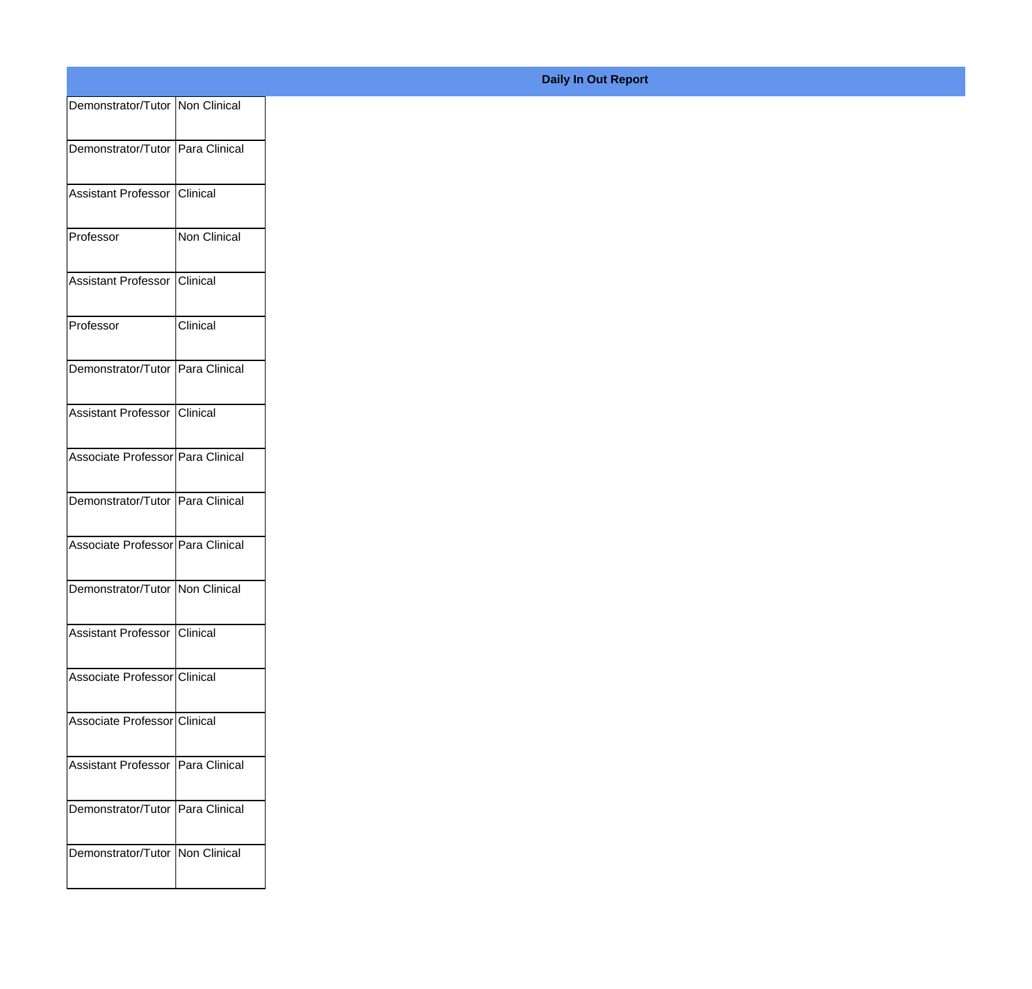**Daily In Out Report**

| | |
|---|---|
| Demonstrator/Tutor | Non Clinical |
| Demonstrator/Tutor | Para Clinical |
| Assistant Professor | Clinical |
| Professor | Non Clinical |
| Assistant Professor | Clinical |
| Professor | Clinical |
| Demonstrator/Tutor | Para Clinical |
| Assistant Professor | Clinical |
| Associate Professor | Para Clinical |
| Demonstrator/Tutor | Para Clinical |
| Associate Professor | Para Clinical |
| Demonstrator/Tutor | Non Clinical |
| Assistant Professor | Clinical |
| Associate Professor | Clinical |
| Associate Professor | Clinical |
| Assistant Professor | Para Clinical |
| Demonstrator/Tutor | Para Clinical |
| Demonstrator/Tutor | Non Clinical |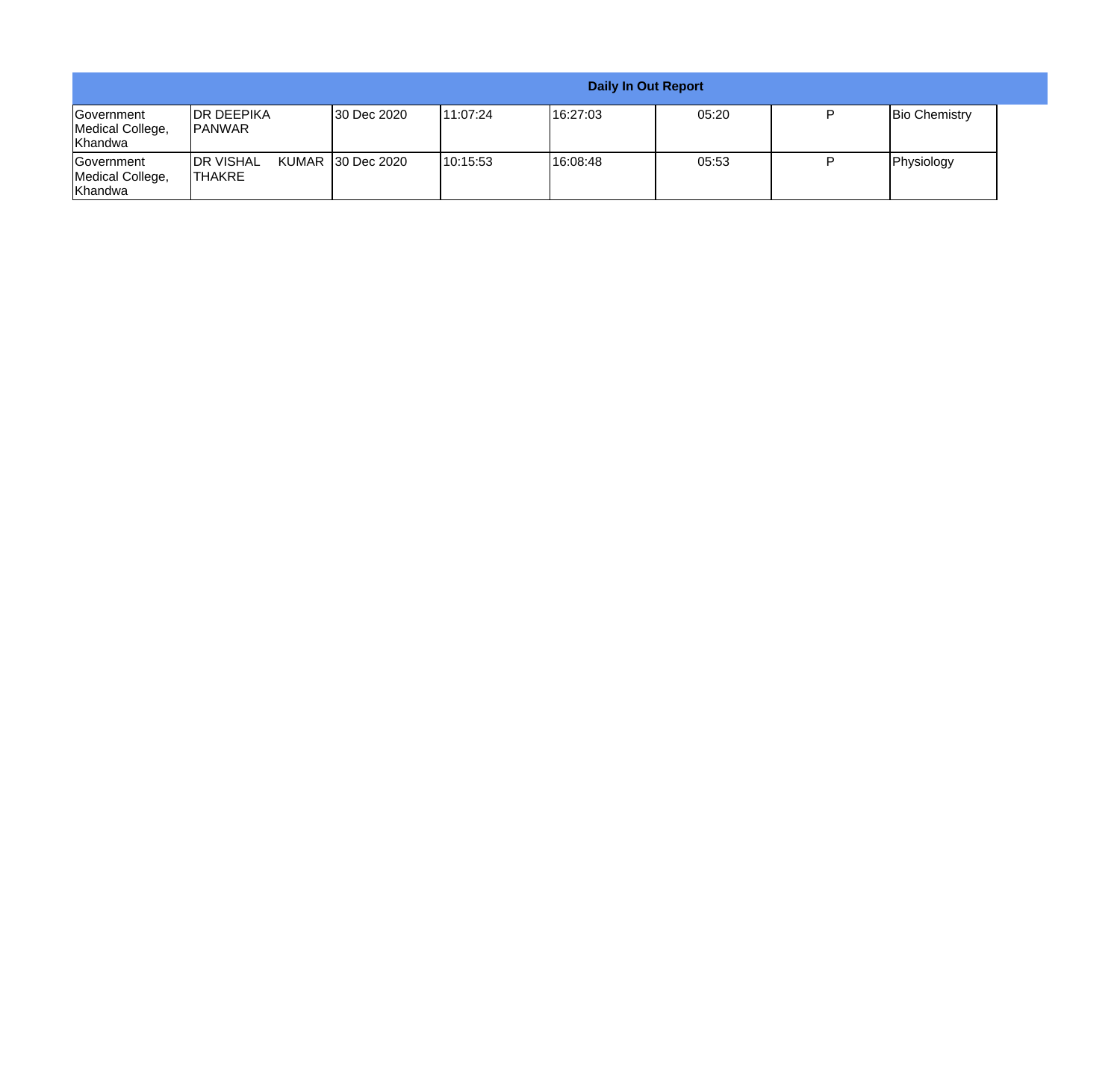**Daily In Out Report**

| | | | | | | | |
|---|---|---|---|---|---|---|---|
| Government Medical College, Khandwa | DR DEEPIKA PANWAR | 30 Dec 2020 | 11:07:24 | 16:27:03 | 05:20 | P | Bio Chemistry |
| Government Medical College, Khandwa | DR VISHAL KUMAR THAKRE | 30 Dec 2020 | 10:15:53 | 16:08:48 | 05:53 | P | Physiology |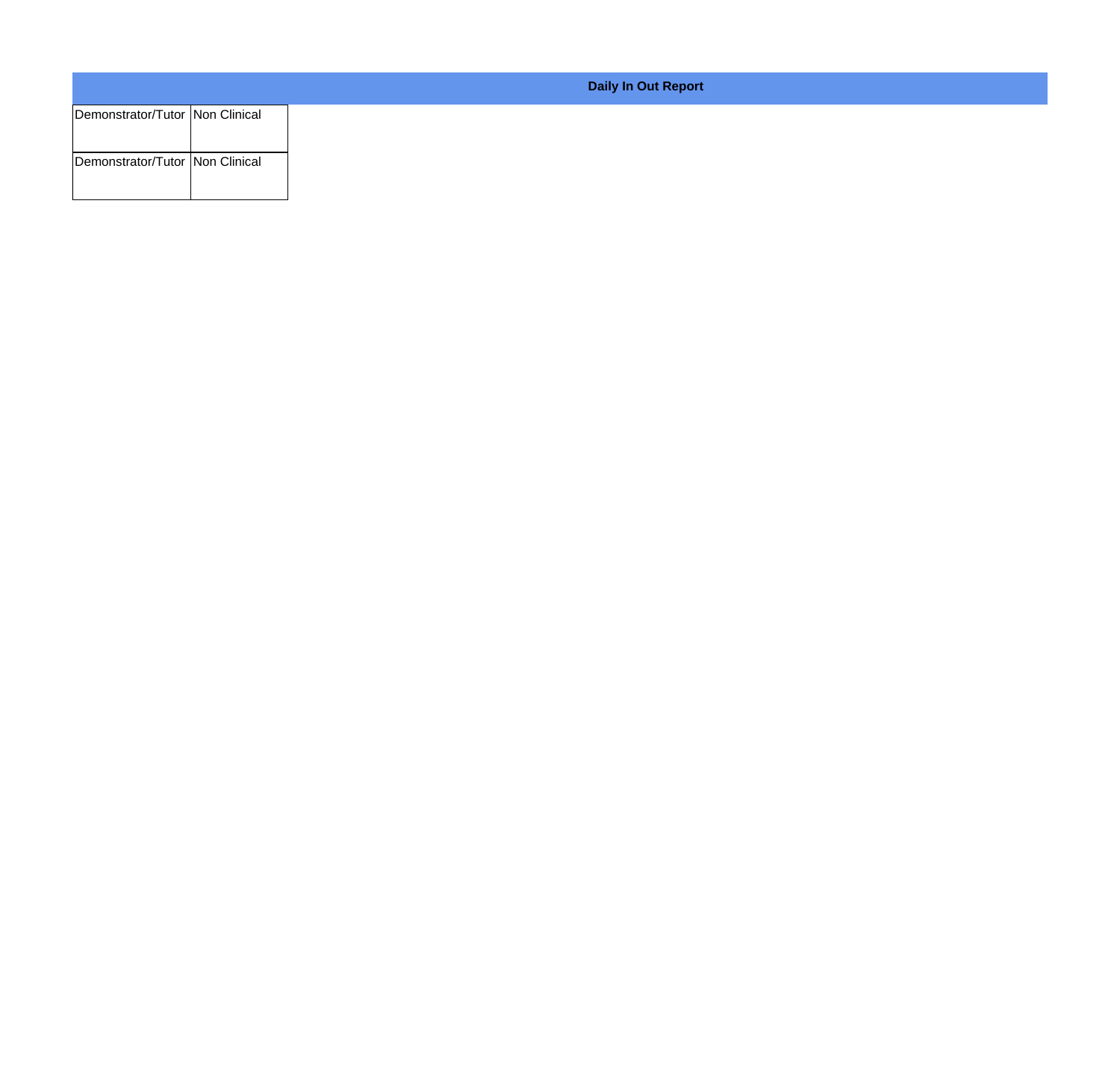**Daily In Out Report**

| | |
|---|---|
| Demonstrator/Tutor | Non Clinical |
| Demonstrator/Tutor | Non Clinical |